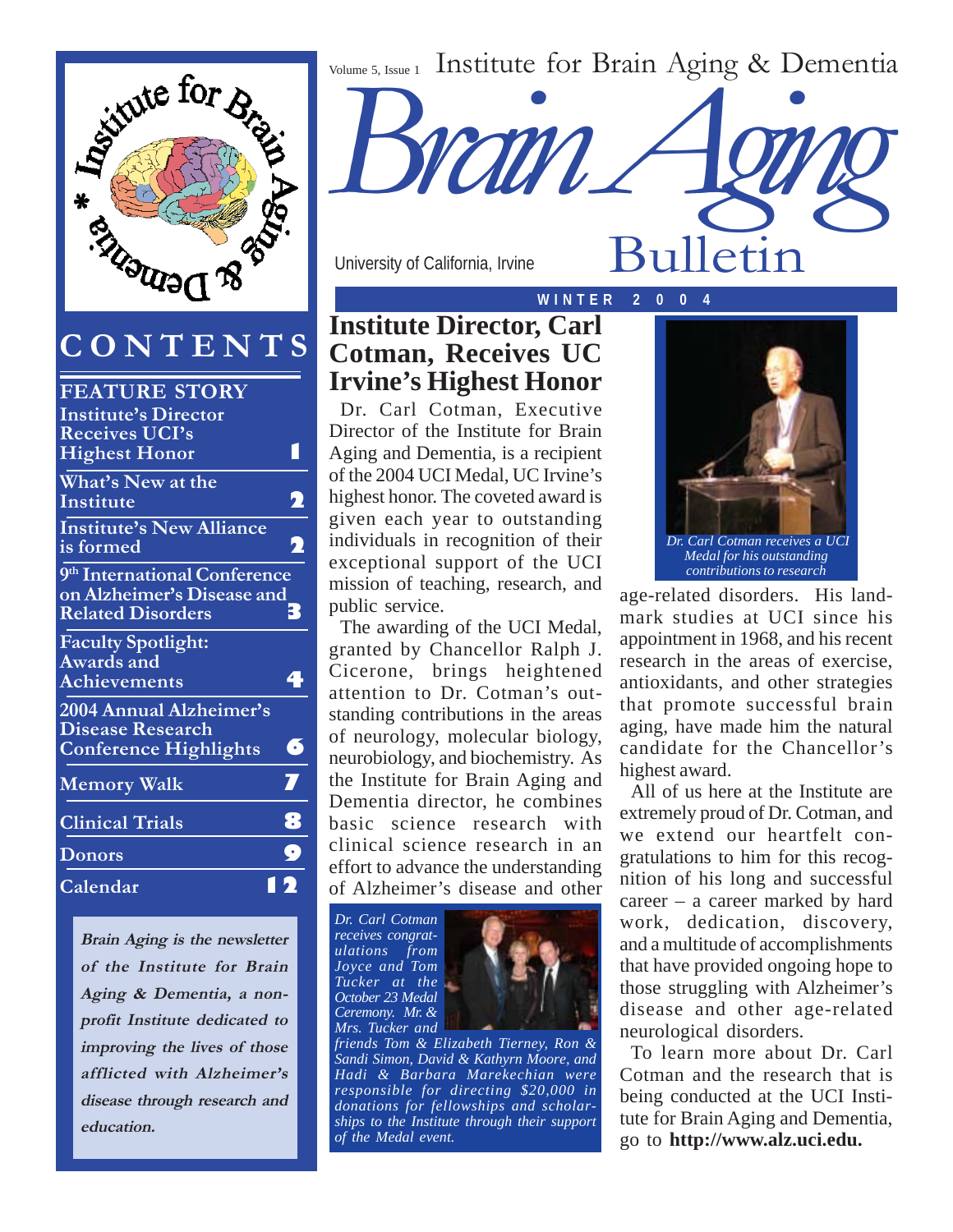Volume 5, Issue 1 Institute for Brain Aging & Dementia

# Brain Aging Bulletin

University of California, Irvine

WINTER 2004

## CONTENTS

**FEATURE STORY**

| | |
|---|---|
| Institute's Director Receives UCI's Highest Honor | 1 |
| What's New at the Institute | 2 |
| Institute's New Alliance is formed | 2 |
| 9th International Conference on Alzheimer's Disease and Related Disorders | 3 |
| Faculty Spotlight: Awards and Achievements | 4 |
| 2004 Annual Alzheimer's Disease Research Conference Highlights | 6 |
| Memory Walk | 7 |
| Clinical Trials | 8 |
| Donors | 9 |
| Calendar | 12 |

***Brain Aging* is the newsletter of the *Institute for Brain Aging & Dementia*, a non-profit Institute dedicated to improving the lives of those afflicted with Alzheimer's disease through research and education.**

## Institute Director, Carl Cotman, Receives UC Irvine's Highest Honor

Dr. Carl Cotman, Executive Director of the Institute for Brain Aging and Dementia, is a recipient of the 2004 UCI Medal, UC Irvine's highest honor. The coveted award is given each year to outstanding individuals in recognition of their exceptional support of the UCI mission of teaching, research, and public service.

The awarding of the UCI Medal, granted by Chancellor Ralph J. Cicerone, brings heightened attention to Dr. Cotman's outstanding contributions in the areas of neurology, molecular biology, neurobiology, and biochemistry. As the Institute for Brain Aging and Dementia director, he combines basic science research with clinical science research in an effort to advance the understanding of Alzheimer's disease and other age-related disorders. His landmark studies at UCI since his appointment in 1968, and his recent research in the areas of exercise, antioxidants, and other strategies that promote successful brain aging, have made him the natural candidate for the Chancellor's highest award.

*Dr. Carl Cotman receives congratulations from Joyce and Tom Tucker at the October 23 Medal Ceremony. Mr. & Mrs. Tucker and friends Tom & Elizabeth Tierney, Ron & Sandi Simon, David & Kathyrn Moore, and Hadi & Barbara Marekechian were responsible for directing $20,000 in donations for fellowships and scholarships to the Institute through their support of the Medal event.*

*Dr. Carl Cotman receives a UCI Medal for his outstanding contributions to research*

All of us here at the Institute are extremely proud of Dr. Cotman, and we extend our heartfelt congratulations to him for this recognition of his long and successful career – a career marked by hard work, dedication, discovery, and a multitude of accomplishments that have provided ongoing hope to those struggling with Alzheimer's disease and other age-related neurological disorders.

To learn more about Dr. Carl Cotman and the research that is being conducted at the UCI Institute for Brain Aging and Dementia, go to **http://www.alz.uci.edu.**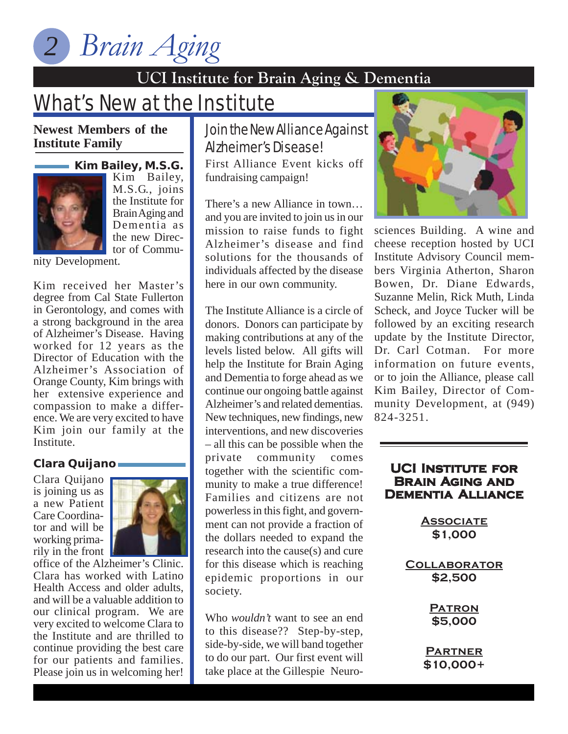## UCI Institute for Brain Aging & Dementia

# What's New at the Institute

### Newest Members of the Institute Family

**Kim Bailey, M.S.G.**

Kim Bailey, M.S.G., joins the Institute for Brain Aging and Dementia as the new Director of Community Development.

Kim received her Master's degree from Cal State Fullerton in Gerontology, and comes with a strong background in the area of Alzheimer's Disease. Having worked for 12 years as the Director of Education with the Alzheimer's Association of Orange County, Kim brings with her extensive experience and compassion to make a difference. We are very excited to have Kim join our family at the Institute.

**Clara Quijano**

Clara Quijano is joining us as a new Patient Care Coordinator and will be working primarily in the front office of the Alzheimer's Clinic. Clara has worked with Latino Health Access and older adults, and will be a valuable addition to our clinical program. We are very excited to welcome Clara to the Institute and are thrilled to continue providing the best care for our patients and families. Please join us in welcoming her!

## Join the New Alliance Against Alzheimer's Disease!

First Alliance Event kicks off fundraising campaign!

There's a new Alliance in town… and you are invited to join us in our mission to raise funds to fight Alzheimer's disease and find solutions for the thousands of individuals affected by the disease here in our own community.

The Institute Alliance is a circle of donors. Donors can participate by making contributions at any of the levels listed below. All gifts will help the Institute for Brain Aging and Dementia to forge ahead as we continue our ongoing battle against Alzheimer's and related dementias. New techniques, new findings, new interventions, and new discoveries – all this can be possible when the private community comes together with the scientific community to make a true difference! Families and citizens are not powerless in this fight, and government can not provide a fraction of the dollars needed to expand the research into the cause(s) and cure for this disease which is reaching epidemic proportions in our society.

Who *wouldn't* want to see an end to this disease?? Step-by-step, side-by-side, we will band together to do our part. Our first event will take place at the Gillespie Neurosciences Building. A wine and cheese reception hosted by UCI Institute Advisory Council members Virginia Atherton, Sharon Bowen, Dr. Diane Edwards, Suzanne Melin, Rick Muth, Linda Scheck, and Joyce Tucker will be followed by an exciting research update by the Institute Director, Dr. Carl Cotman. For more information on future events, or to join the Alliance, please call Kim Bailey, Director of Community Development, at (949) 824-3251.

### UCI Institute for Brain Aging and Dementia Alliance

**Associate**
**$1,000**

**Collaborator**
**$2,500**

**Patron**
**$5,000**

**Partner**
**$10,000+**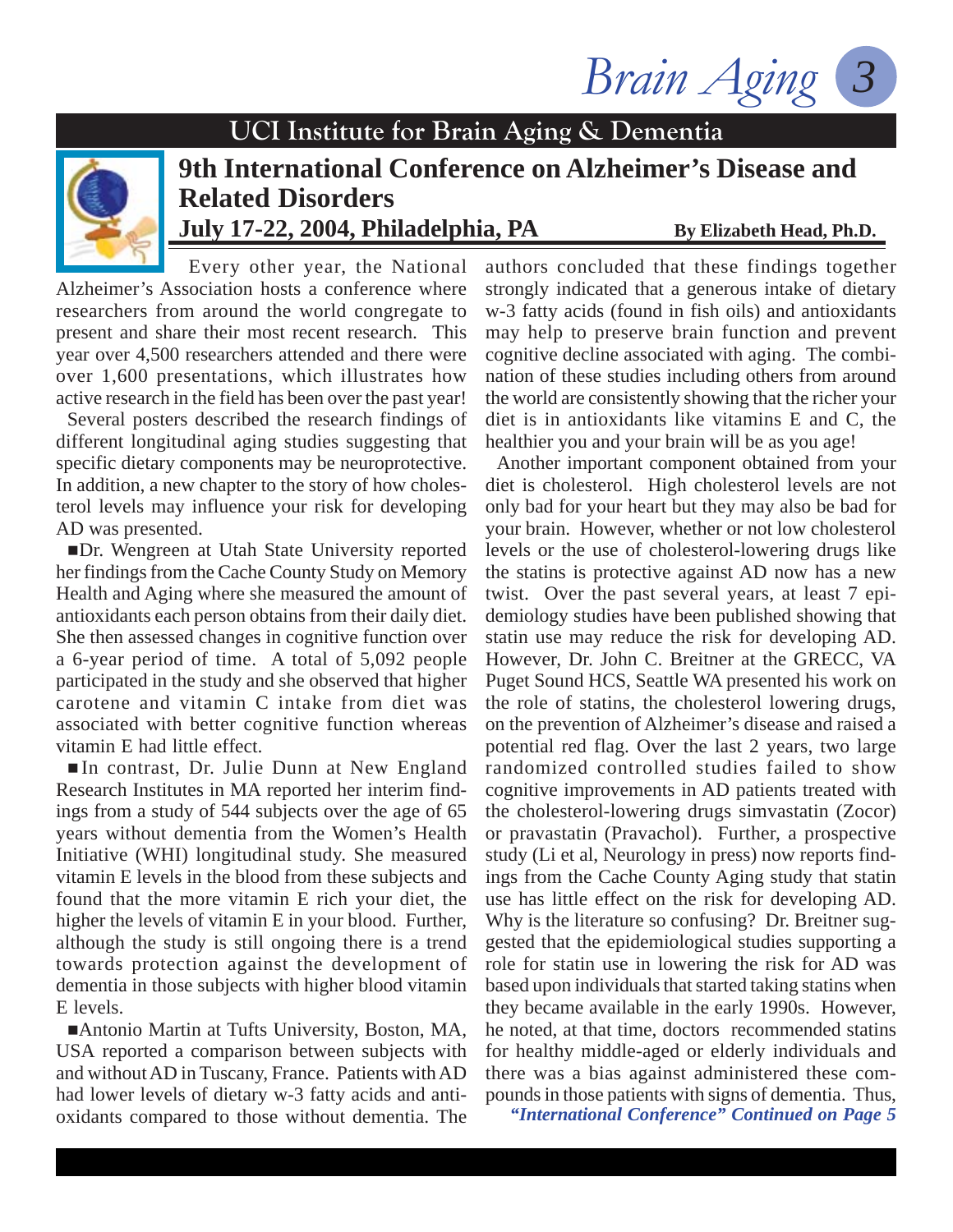## UCI Institute for Brain Aging & Dementia

# 9th International Conference on Alzheimer's Disease and Related Disorders

## July 17-22, 2004, Philadelphia, PA

**By Elizabeth Head, Ph.D.**

Every other year, the National Alzheimer's Association hosts a conference where researchers from around the world congregate to present and share their most recent research. This year over 4,500 researchers attended and there were over 1,600 presentations, which illustrates how active research in the field has been over the past year!

Several posters described the research findings of different longitudinal aging studies suggesting that specific dietary components may be neuroprotective. In addition, a new chapter to the story of how cholesterol levels may influence your risk for developing AD was presented.

- Dr. Wengreen at Utah State University reported her findings from the Cache County Study on Memory Health and Aging where she measured the amount of antioxidants each person obtains from their daily diet. She then assessed changes in cognitive function over a 6-year period of time. A total of 5,092 people participated in the study and she observed that higher carotene and vitamin C intake from diet was associated with better cognitive function whereas vitamin E had little effect.

- In contrast, Dr. Julie Dunn at New England Research Institutes in MA reported her interim findings from a study of 544 subjects over the age of 65 years without dementia from the Women's Health Initiative (WHI) longitudinal study. She measured vitamin E levels in the blood from these subjects and found that the more vitamin E rich your diet, the higher the levels of vitamin E in your blood. Further, although the study is still ongoing there is a trend towards protection against the development of dementia in those subjects with higher blood vitamin E levels.

- Antonio Martin at Tufts University, Boston, MA, USA reported a comparison between subjects with and without AD in Tuscany, France. Patients with AD had lower levels of dietary w-3 fatty acids and antioxidants compared to those without dementia. The authors concluded that these findings together strongly indicated that a generous intake of dietary w-3 fatty acids (found in fish oils) and antioxidants may help to preserve brain function and prevent cognitive decline associated with aging. The combination of these studies including others from around the world are consistently showing that the richer your diet is in antioxidants like vitamins E and C, the healthier you and your brain will be as you age!

Another important component obtained from your diet is cholesterol. High cholesterol levels are not only bad for your heart but they may also be bad for your brain. However, whether or not low cholesterol levels or the use of cholesterol-lowering drugs like the statins is protective against AD now has a new twist. Over the past several years, at least 7 epidemiology studies have been published showing that statin use may reduce the risk for developing AD. However, Dr. John C. Breitner at the GRECC, VA Puget Sound HCS, Seattle WA presented his work on the role of statins, the cholesterol lowering drugs, on the prevention of Alzheimer's disease and raised a potential red flag. Over the last 2 years, two large randomized controlled studies failed to show cognitive improvements in AD patients treated with the cholesterol-lowering drugs simvastatin (Zocor) or pravastatin (Pravachol). Further, a prospective study (Li et al, Neurology in press) now reports findings from the Cache County Aging study that statin use has little effect on the risk for developing AD. Why is the literature so confusing? Dr. Breitner suggested that the epidemiological studies supporting a role for statin use in lowering the risk for AD was based upon individuals that started taking statins when they became available in the early 1990s. However, he noted, at that time, doctors recommended statins for healthy middle-aged or elderly individuals and there was a bias against administered these compounds in those patients with signs of dementia. Thus,

*"International Conference" Continued on Page 5*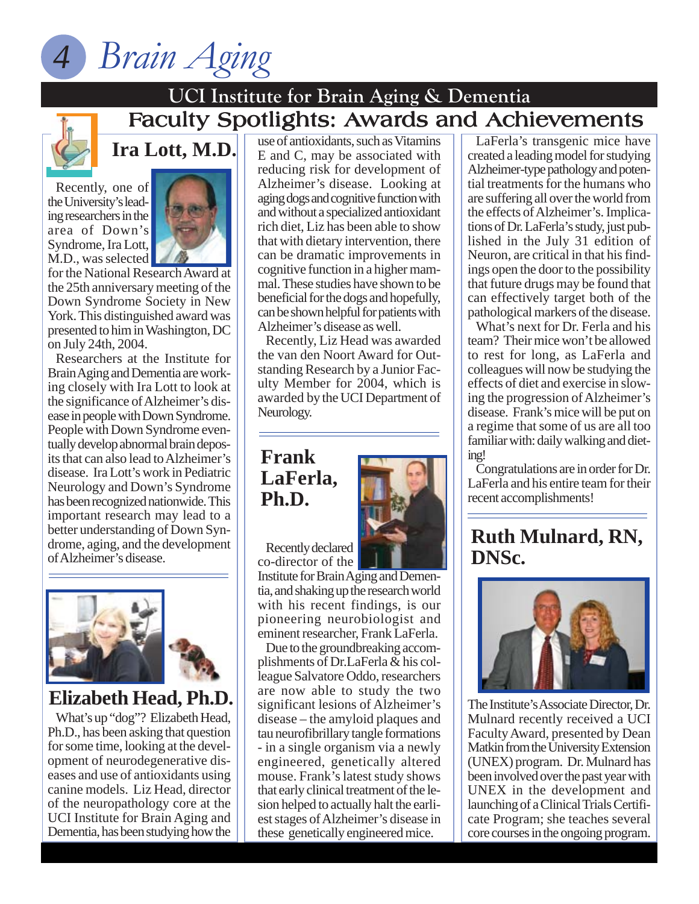## UCI Institute for Brain Aging & Dementia

# Faculty Spotlights: Awards and Achievements

### Ira Lott, M.D.

Recently, one of the University's leading researchers in the area of Down's Syndrome, Ira Lott, M.D., was selected for the National Research Award at the 25th anniversary meeting of the Down Syndrome Society in New York. This distinguished award was presented to him in Washington, DC on July 24th, 2004.

Researchers at the Institute for Brain Aging and Dementia are working closely with Ira Lott to look at the significance of Alzheimer's disease in people with Down Syndrome. People with Down Syndrome eventually develop abnormal brain deposits that can also lead to Alzheimer's disease. Ira Lott's work in Pediatric Neurology and Down's Syndrome has been recognized nationwide. This important research may lead to a better understanding of Down Syndrome, aging, and the development of Alzheimer's disease.

### Elizabeth Head, Ph.D.

What's up "dog"? Elizabeth Head, Ph.D., has been asking that question for some time, looking at the development of neurodegenerative diseases and use of antioxidants using canine models. Liz Head, director of the neuropathology core at the UCI Institute for Brain Aging and Dementia, has been studying how the use of antioxidants, such as Vitamins E and C, may be associated with reducing risk for development of Alzheimer's disease. Looking at aging dogs and cognitive function with and without a specialized antioxidant rich diet, Liz has been able to show that with dietary intervention, there can be dramatic improvements in cognitive function in a higher mammal. These studies have shown to be beneficial for the dogs and hopefully, can be shown helpful for patients with Alzheimer's disease as well.

Recently, Liz Head was awarded the van den Noort Award for Outstanding Research by a Junior Faculty Member for 2004, which is awarded by the UCI Department of Neurology.

### Frank LaFerla, Ph.D.

Recently declared co-director of the Institute for Brain Aging and Dementia, and shaking up the research world with his recent findings, is our pioneering neurobiologist and eminent researcher, Frank LaFerla.

Due to the groundbreaking accomplishments of Dr.LaFerla & his colleague Salvatore Oddo, researchers are now able to study the two significant lesions of Alzheimer's disease – the amyloid plaques and tau neurofibrillary tangle formations - in a single organism via a newly engineered, genetically altered mouse. Frank's latest study shows that early clinical treatment of the lesion helped to actually halt the earliest stages of Alzheimer's disease in these genetically engineered mice.

LaFerla's transgenic mice have created a leading model for studying Alzheimer-type pathology and potential treatments for the humans who are suffering all over the world from the effects of Alzheimer's. Implications of Dr. LaFerla's study, just published in the July 31 edition of Neuron, are critical in that his findings open the door to the possibility that future drugs may be found that can effectively target both of the pathological markers of the disease.

What's next for Dr. Ferla and his team? Their mice won't be allowed to rest for long, as LaFerla and colleagues will now be studying the effects of diet and exercise in slowing the progression of Alzheimer's disease. Frank's mice will be put on a regime that some of us are all too familiar with: daily walking and dieting!

Congratulations are in order for Dr. LaFerla and his entire team for their recent accomplishments!

### Ruth Mulnard, RN, DNSc.

The Institute's Associate Director, Dr. Mulnard recently received a UCI Faculty Award, presented by Dean Matkin from the University Extension (UNEX) program. Dr. Mulnard has been involved over the past year with UNEX in the development and launching of a Clinical Trials Certificate Program; she teaches several core courses in the ongoing program.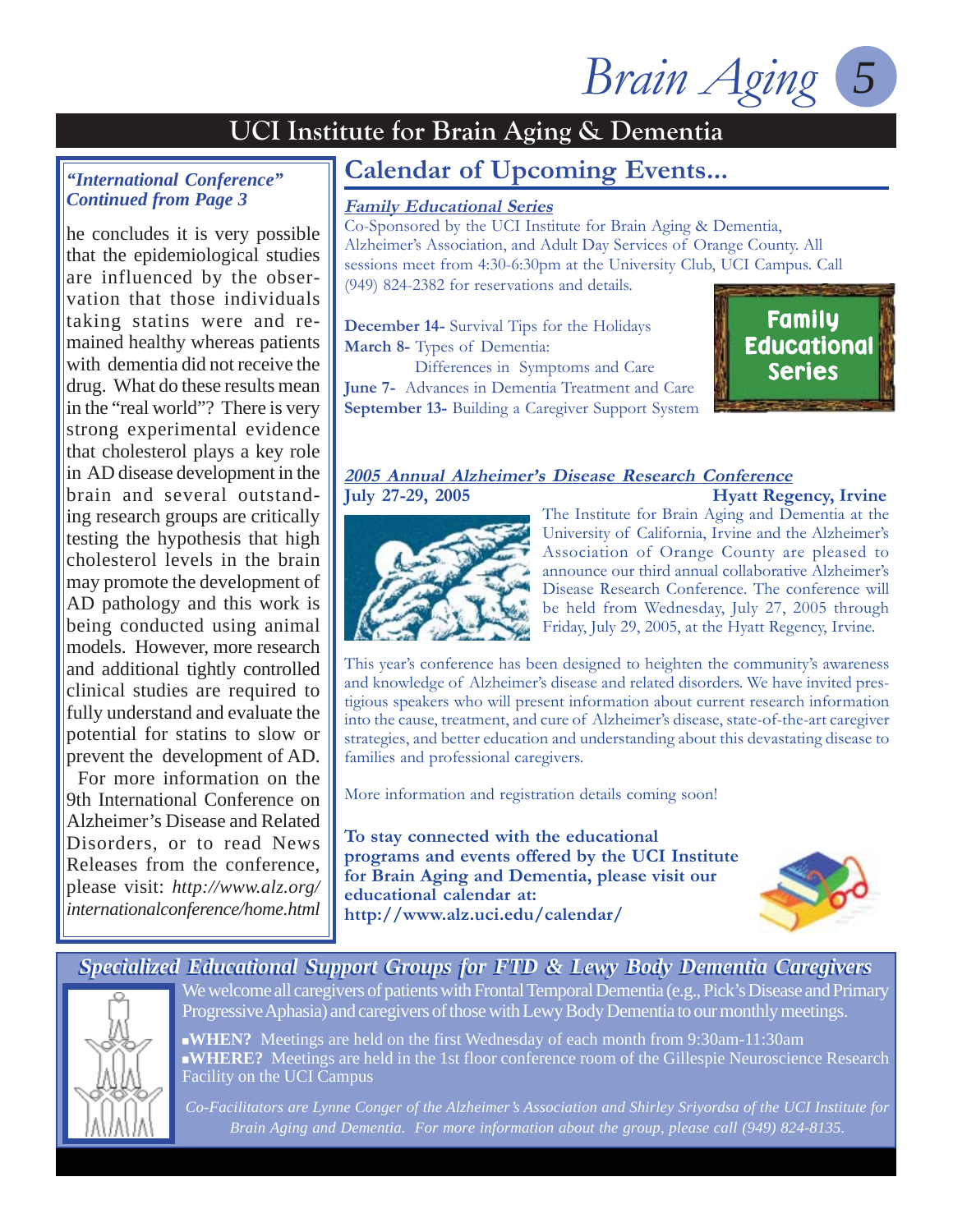## UCI Institute for Brain Aging & Dementia

***"International Conference" Continued from Page 3***

he concludes it is very possible that the epidemiological studies are influenced by the observation that those individuals taking statins were and remained healthy whereas patients with dementia did not receive the drug. What do these results mean in the "real world"? There is very strong experimental evidence that cholesterol plays a key role in AD disease development in the brain and several outstanding research groups are critically testing the hypothesis that high cholesterol levels in the brain may promote the development of AD pathology and this work is being conducted using animal models. However, more research and additional tightly controlled clinical studies are required to fully understand and evaluate the potential for statins to slow or prevent the development of AD.

For more information on the 9th International Conference on Alzheimer's Disease and Related Disorders, or to read News Releases from the conference, please visit: *http://www.alz.org/internationalconference/home.html*

## Calendar of Upcoming Events...

### *Family Educational Series*

Co-Sponsored by the UCI Institute for Brain Aging & Dementia, Alzheimer's Association, and Adult Day Services of Orange County. All sessions meet from 4:30-6:30pm at the University Club, UCI Campus. Call (949) 824-2382 for reservations and details.

**December 14-** Survival Tips for the Holidays
**March 8-** Types of Dementia: Differences in Symptoms and Care
**June 7-** Advances in Dementia Treatment and Care
**September 13-** Building a Caregiver Support System

Family Educational Series

### *2005 Annual Alzheimer's Disease Research Conference*

**July 27-29, 2005** **Hyatt Regency, Irvine**

The Institute for Brain Aging and Dementia at the University of California, Irvine and the Alzheimer's Association of Orange County are pleased to announce our third annual collaborative Alzheimer's Disease Research Conference. The conference will be held from Wednesday, July 27, 2005 through Friday, July 29, 2005, at the Hyatt Regency, Irvine.

This year's conference has been designed to heighten the community's awareness and knowledge of Alzheimer's disease and related disorders. We have invited prestigious speakers who will present information about current research information into the cause, treatment, and cure of Alzheimer's disease, state-of-the-art caregiver strategies, and better education and understanding about this devastating disease to families and professional caregivers.

More information and registration details coming soon!

**To stay connected with the educational programs and events offered by the UCI Institute for Brain Aging and Dementia, please visit our educational calendar at: http://www.alz.uci.edu/calendar/**

### *Specialized Educational Support Groups for FTD & Lewy Body Dementia Caregivers*

We welcome all caregivers of patients with Frontal Temporal Dementia (e.g., Pick's Disease and Primary Progressive Aphasia) and caregivers of those with Lewy Body Dementia to our monthly meetings.

- **WHEN?** Meetings are held on the first Wednesday of each month from 9:30am-11:30am
- **WHERE?** Meetings are held in the 1st floor conference room of the Gillespie Neuroscience Research Facility on the UCI Campus

*Co-Facilitators are Lynne Conger of the Alzheimer's Association and Shirley Sriyordsa of the UCI Institute for Brain Aging and Dementia. For more information about the group, please call (949) 824-8135.*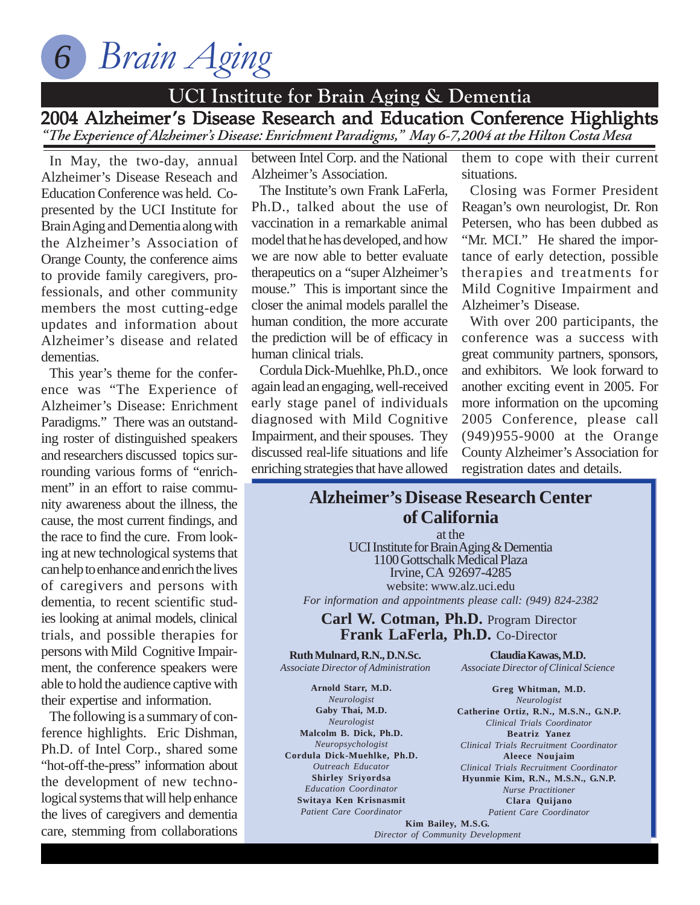## UCI Institute for Brain Aging & Dementia

# 2004 Alzheimer's Disease Research and Education Conference Highlights

*"The Experience of Alzheimer's Disease: Enrichment Paradigms," May 6-7,2004 at the Hilton Costa Mesa*

In May, the two-day, annual Alzheimer's Disease Reseach and Education Conference was held. Co-presented by the UCI Institute for Brain Aging and Dementia along with the Alzheimer's Association of Orange County, the conference aims to provide family caregivers, professionals, and other community members the most cutting-edge updates and information about Alzheimer's disease and related dementias.

This year's theme for the conference was "The Experience of Alzheimer's Disease: Enrichment Paradigms." There was an outstanding roster of distinguished speakers and researchers discussed topics surrounding various forms of "enrichment" in an effort to raise community awareness about the illness, the cause, the most current findings, and the race to find the cure. From looking at new technological systems that can help to enhance and enrich the lives of caregivers and persons with dementia, to recent scientific studies looking at animal models, clinical trials, and possible therapies for persons with Mild Cognitive Impairment, the conference speakers were able to hold the audience captive with their expertise and information.

The following is a summary of conference highlights. Eric Dishman, Ph.D. of Intel Corp., shared some "hot-off-the-press" information about the development of new technological systems that will help enhance the lives of caregivers and dementia care, stemming from collaborations between Intel Corp. and the National Alzheimer's Association.

The Institute's own Frank LaFerla, Ph.D., talked about the use of vaccination in a remarkable animal model that he has developed, and how we are now able to better evaluate therapeutics on a "super Alzheimer's mouse." This is important since the closer the animal models parallel the human condition, the more accurate the prediction will be of efficacy in human clinical trials.

Cordula Dick-Muehlke, Ph.D., once again lead an engaging, well-received early stage panel of individuals diagnosed with Mild Cognitive Impairment, and their spouses. They discussed real-life situations and life enriching strategies that have allowed them to cope with their current situations.

Closing was Former President Reagan's own neurologist, Dr. Ron Petersen, who has been dubbed as "Mr. MCI." He shared the importance of early detection, possible therapies and treatments for Mild Cognitive Impairment and Alzheimer's Disease.

With over 200 participants, the conference was a success with great community partners, sponsors, and exhibitors. We look forward to another exciting event in 2005. For more information on the upcoming 2005 Conference, please call (949)955-9000 at the Orange County Alzheimer's Association for registration dates and details.

---

## Alzheimer's Disease Research Center of California

at the
UCI Institute for Brain Aging & Dementia
1100 Gottschalk Medical Plaza
Irvine, CA 92697-4285
website: www.alz.uci.edu

*For information and appointments please call: (949) 824-2382*

**Carl W. Cotman, Ph.D.** Program Director
**Frank LaFerla, Ph.D.** Co-Director

**Ruth Mulnard, R.N., D.N.Sc.**
*Associate Director of Administration*

**Claudia Kawas, M.D.**
*Associate Director of Clinical Science*

**Arnold Starr, M.D.**
*Neurologist*
**Gaby Thai, M.D.**
*Neurologist*
**Malcolm B. Dick, Ph.D.**
*Neuropsychologist*
**Cordula Dick-Muehlke, Ph.D.**
*Outreach Educator*
**Shirley Sriyordsa**
*Education Coordinator*
**Switaya Ken Krisnasmit**
*Patient Care Coordinator*

**Greg Whitman, M.D.**
*Neurologist*
**Catherine Ortiz, R.N., M.S.N., G.N.P.**
*Clinical Trials Coordinator*
**Beatriz Yanez**
*Clinical Trials Recruitment Coordinator*
**Aleece Noujaim**
*Clinical Trials Recruitment Coordinator*
**Hyunmie Kim, R.N., M.S.N., G.N.P.**
*Nurse Practitioner*
**Clara Quijano**
*Patient Care Coordinator*

**Kim Bailey, M.S.G.**
*Director of Community Development*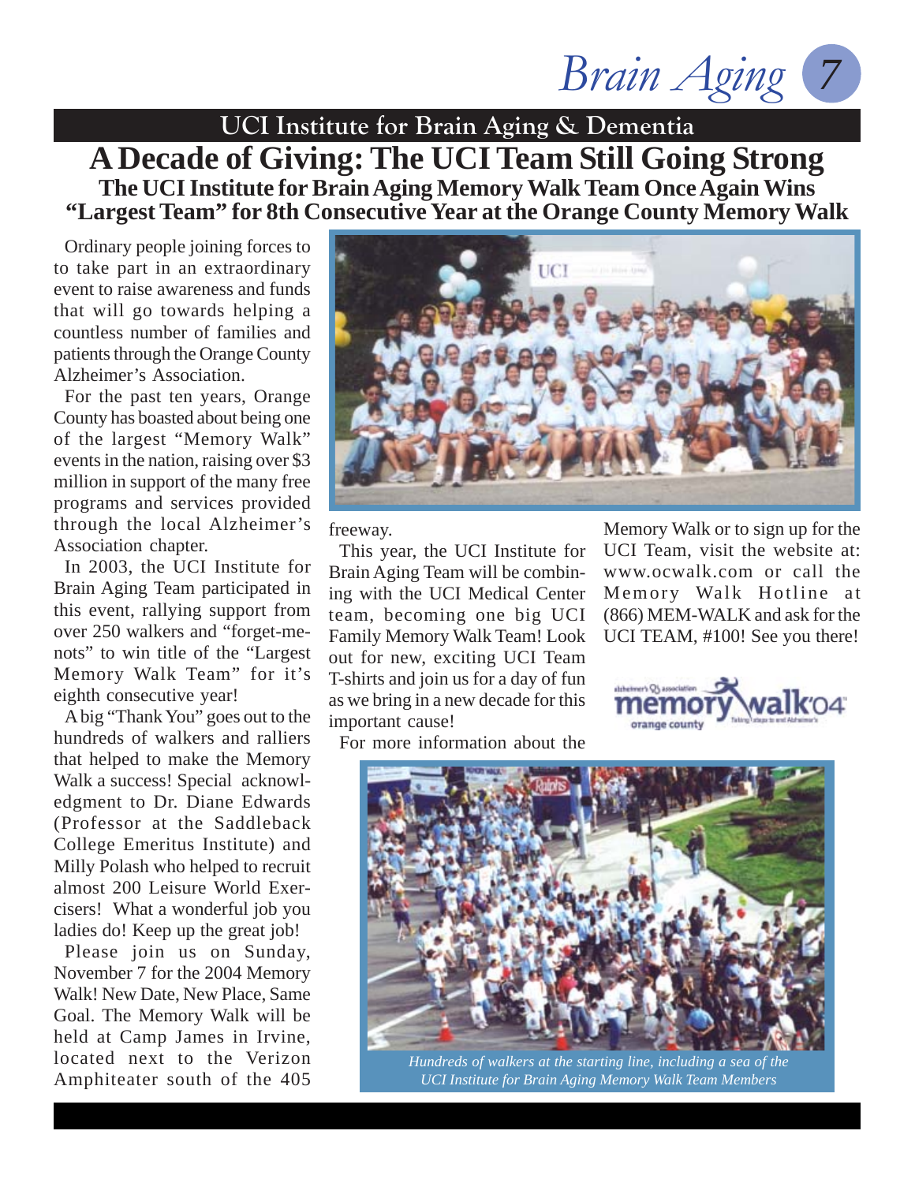## UCI Institute for Brain Aging & Dementia

# A Decade of Giving: The UCI Team Still Going Strong

### The UCI Institute for Brain Aging Memory Walk Team Once Again Wins "Largest Team" for 8th Consecutive Year at the Orange County Memory Walk

Ordinary people joining forces to to take part in an extraordinary event to raise awareness and funds that will go towards helping a countless number of families and patients through the Orange County Alzheimer's Association.

For the past ten years, Orange County has boasted about being one of the largest "Memory Walk" events in the nation, raising over $3 million in support of the many free programs and services provided through the local Alzheimer's Association chapter.

In 2003, the UCI Institute for Brain Aging Team participated in this event, rallying support from over 250 walkers and "forget-me-nots" to win title of the "Largest Memory Walk Team" for it's eighth consecutive year!

A big "Thank You" goes out to the hundreds of walkers and ralliers that helped to make the Memory Walk a success! Special acknowledgment to Dr. Diane Edwards (Professor at the Saddleback College Emeritus Institute) and Milly Polash who helped to recruit almost 200 Leisure World Exercisers! What a wonderful job you ladies do! Keep up the great job!

Please join us on Sunday, November 7 for the 2004 Memory Walk! New Date, New Place, Same Goal. The Memory Walk will be held at Camp James in Irvine, located next to the Verizon Amphiteater south of the 405 freeway.

This year, the UCI Institute for Brain Aging Team will be combining with the UCI Medical Center team, becoming one big UCI Family Memory Walk Team! Look out for new, exciting UCI Team T-shirts and join us for a day of fun as we bring in a new decade for this important cause!

For more information about the Memory Walk or to sign up for the UCI Team, visit the website at: www.ocwalk.com or call the Memory Walk Hotline at (866) MEM-WALK and ask for the UCI TEAM, #100! See you there!

*Hundreds of walkers at the starting line, including a sea of the UCI Institute for Brain Aging Memory Walk Team Members*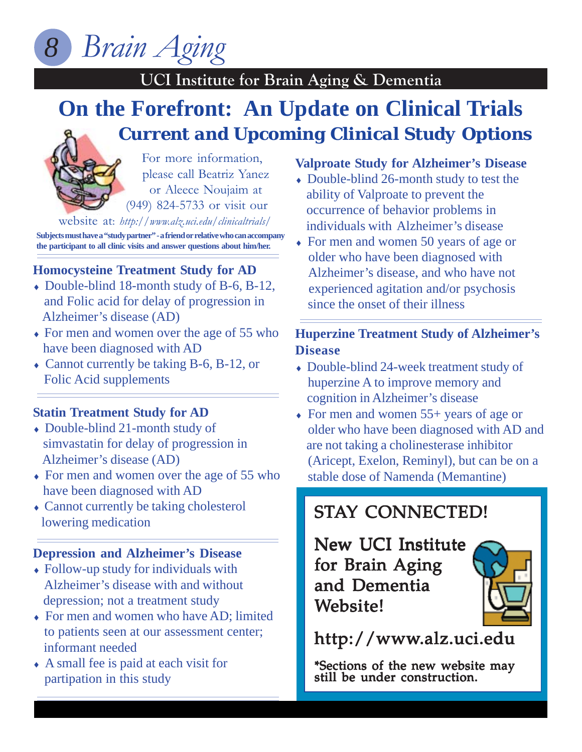## UCI Institute for Brain Aging & Dementia

# On the Forefront: An Update on Clinical Trials

## Current and Upcoming Clinical Study Options

For more information, please call Beatriz Yanez or Aleece Noujaim at (949) 824-5733 or visit our website at: *http://www.alz.uci.edu/clinicaltrials/*

**Subjects must have a "study partner" - a friend or relative who can accompany the participant to all clinic visits and answer questions about him/her.**

### Homocysteine Treatment Study for AD

- Double-blind 18-month study of B-6, B-12, and Folic acid for delay of progression in Alzheimer's disease (AD)
- For men and women over the age of 55 who have been diagnosed with AD
- Cannot currently be taking B-6, B-12, or Folic Acid supplements

### Statin Treatment Study for AD

- Double-blind 21-month study of simvastatin for delay of progression in Alzheimer's disease (AD)
- For men and women over the age of 55 who have been diagnosed with AD
- Cannot currently be taking cholesterol lowering medication

### Depression and Alzheimer's Disease

- Follow-up study for individuals with Alzheimer's disease with and without depression; not a treatment study
- For men and women who have AD; limited to patients seen at our assessment center; informant needed
- A small fee is paid at each visit for partipation in this study

### Valproate Study for Alzheimer's Disease

- Double-blind 26-month study to test the ability of Valproate to prevent the occurrence of behavior problems in individuals with Alzheimer's disease
- For men and women 50 years of age or older who have been diagnosed with Alzheimer's disease, and who have not experienced agitation and/or psychosis since the onset of their illness

### Huperzine Treatment Study of Alzheimer's Disease

- Double-blind 24-week treatment study of huperzine A to improve memory and cognition in Alzheimer's disease
- For men and women 55+ years of age or older who have been diagnosed with AD and are not taking a cholinesterase inhibitor (Aricept, Exelon, Reminyl), but can be on a stable dose of Namenda (Memantine)

### STAY CONNECTED!

**New UCI Institute for Brain Aging and Dementia Website!**

**http://www.alz.uci.edu**

*Sections of the new website may still be under construction.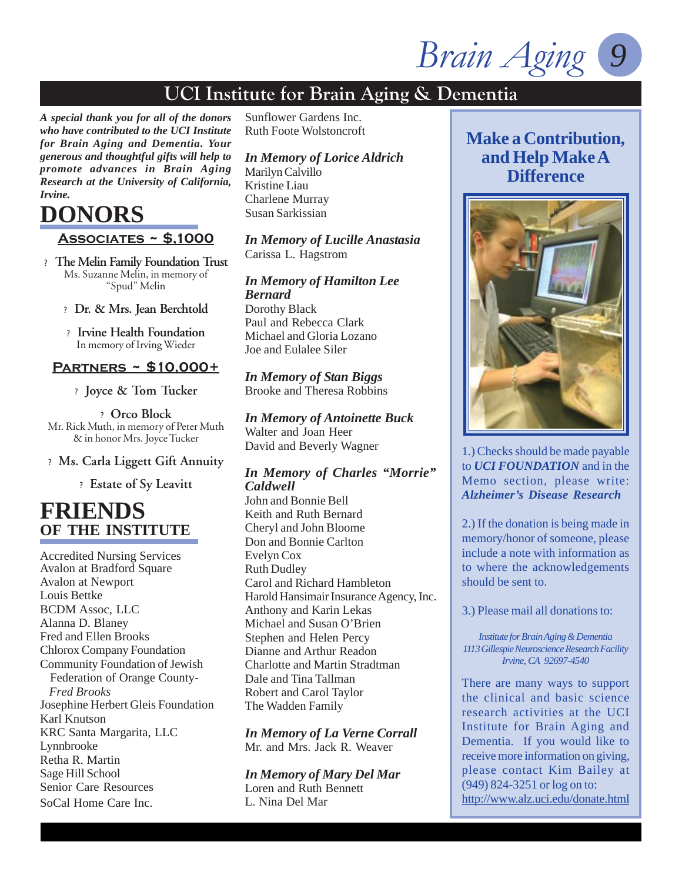# UCI Institute for Brain Aging & Dementia

***A special thank you for all of the donors who have contributed to the UCI Institute for Brain Aging and Dementia. Your generous and thoughtful gifts will help to promote advances in Brain Aging Research at the University of California, Irvine.***

## DONORS

### Associates ~ $,1000

- **The Melin Family Foundation Trust**
  Ms. Suzanne Melin, in memory of "Spud" Melin
- **Dr. & Mrs. Jean Berchtold**
- **Irvine Health Foundation**
  In memory of Irving Wieder

### Partners ~ $10,000+

- **Joyce & Tom Tucker**
- **Orco Block**
  Mr. Rick Muth, in memory of Peter Muth & in honor Mrs. Joyce Tucker
- **Ms. Carla Liggett Gift Annuity**
- **Estate of Sy Leavitt**

## FRIENDS OF THE INSTITUTE

Accredited Nursing Services
Avalon at Bradford Square
Avalon at Newport
Louis Bettke
BCDM Assoc, LLC
Alanna D. Blaney
Fred and Ellen Brooks
Chlorox Company Foundation
Community Foundation of Jewish Federation of Orange County- *Fred Brooks*
Josephine Herbert Gleis Foundation
Karl Knutson
KRC Santa Margarita, LLC
Lynnbrooke
Retha R. Martin
Sage Hill School
Senior Care Resources
SoCal Home Care Inc.
Sunflower Gardens Inc.
Ruth Foote Wolstoncroft

***In Memory of Lorice Aldrich***
Marilyn Calvillo
Kristine Liau
Charlene Murray
Susan Sarkissian

***In Memory of Lucille Anastasia***
Carissa L. Hagstrom

***In Memory of Hamilton Lee Bernard***
Dorothy Black
Paul and Rebecca Clark
Michael and Gloria Lozano
Joe and Eulalee Siler

***In Memory of Stan Biggs***
Brooke and Theresa Robbins

***In Memory of Antoinette Buck***
Walter and Joan Heer
David and Beverly Wagner

***In Memory of Charles "Morrie" Caldwell***
John and Bonnie Bell
Keith and Ruth Bernard
Cheryl and John Bloome
Don and Bonnie Carlton
Evelyn Cox
Ruth Dudley
Carol and Richard Hambleton
Harold Hansimair Insurance Agency, Inc.
Anthony and Karin Lekas
Michael and Susan O'Brien
Stephen and Helen Percy
Dianne and Arthur Readon
Charlotte and Martin Stradtman
Dale and Tina Tallman
Robert and Carol Taylor
The Wadden Family

***In Memory of La Verne Corrall***
Mr. and Mrs. Jack R. Weaver

***In Memory of Mary Del Mar***
Loren and Ruth Bennett
L. Nina Del Mar

## Make a Contribution, and Help Make A Difference

1.) Checks should be made payable to ***UCI FOUNDATION*** and in the Memo section, please write: ***Alzheimer's Disease Research***

2.) If the donation is being made in memory/honor of someone, please include a note with information as to where the acknowledgements should be sent to.

3.) Please mail all donations to:

*Institute for Brain Aging & Dementia*
*1113 Gillespie Neuroscience Research Facility*
*Irvine, CA 92697-4540*

There are many ways to support the clinical and basic science research activities at the UCI Institute for Brain Aging and Dementia. If you would like to receive more information on giving, please contact Kim Bailey at (949) 824-3251 or log on to: http://www.alz.uci.edu/donate.html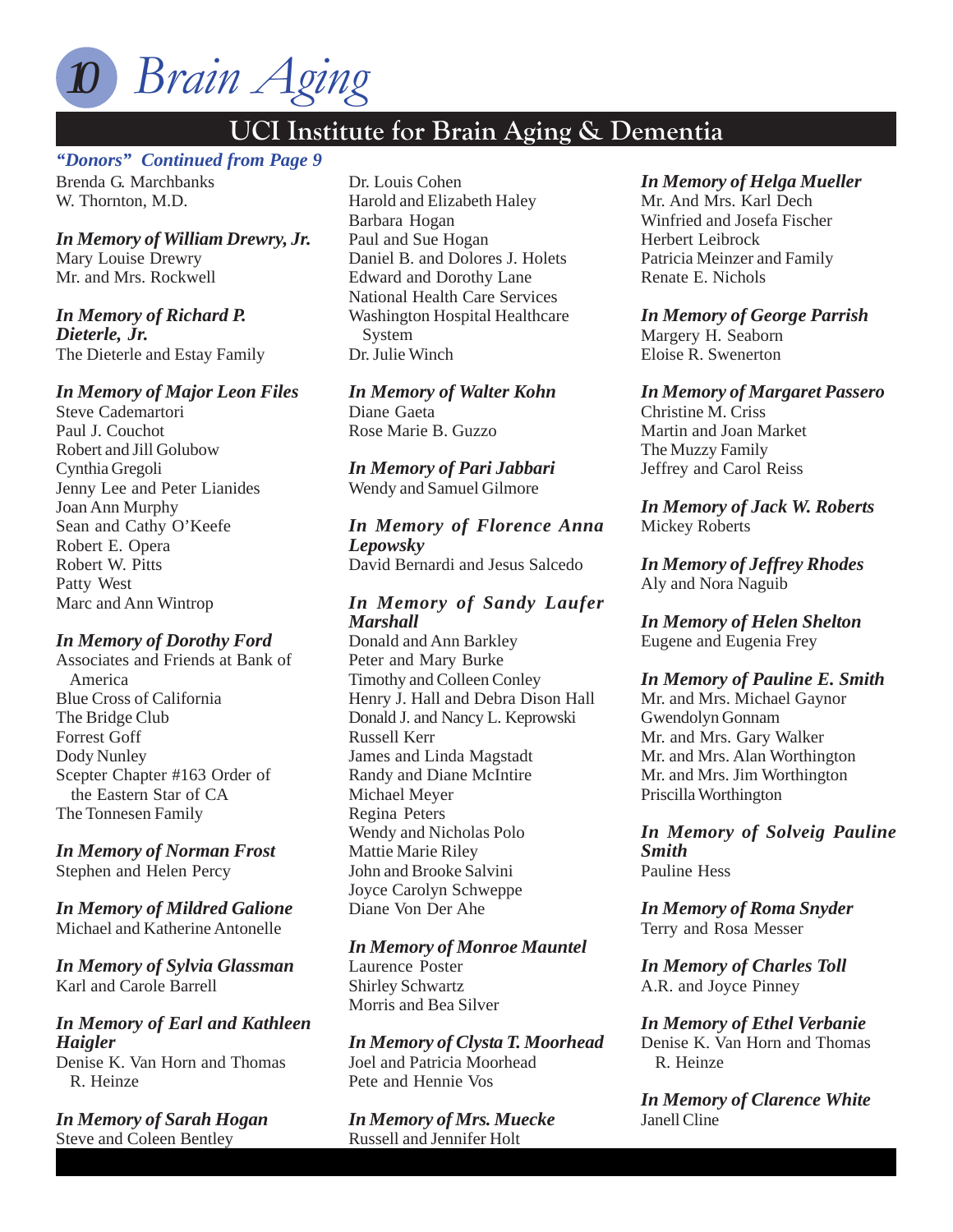## UCI Institute for Brain Aging & Dementia

***"Donors" Continued from Page 9***

Brenda G. Marchbanks
W. Thornton, M.D.

***In Memory of William Drewry, Jr.***
Mary Louise Drewry
Mr. and Mrs. Rockwell

***In Memory of Richard P. Dieterle, Jr.***
The Dieterle and Estay Family

***In Memory of Major Leon Files***
Steve Cademartori
Paul J. Couchot
Robert and Jill Golubow
Cynthia Gregoli
Jenny Lee and Peter Lianides
Joan Ann Murphy
Sean and Cathy O'Keefe
Robert E. Opera
Robert W. Pitts
Patty West
Marc and Ann Wintrop

***In Memory of Dorothy Ford***
Associates and Friends at Bank of America
Blue Cross of California
The Bridge Club
Forrest Goff
Dody Nunley
Scepter Chapter #163 Order of the Eastern Star of CA
The Tonnesen Family

***In Memory of Norman Frost***
Stephen and Helen Percy

***In Memory of Mildred Galione***
Michael and Katherine Antonelle

***In Memory of Sylvia Glassman***
Karl and Carole Barrell

***In Memory of Earl and Kathleen Haigler***
Denise K. Van Horn and Thomas R. Heinze

***In Memory of Sarah Hogan***
Steve and Coleen Bentley
Dr. Louis Cohen
Harold and Elizabeth Haley
Barbara Hogan
Paul and Sue Hogan
Daniel B. and Dolores J. Holets
Edward and Dorothy Lane
National Health Care Services
Washington Hospital Healthcare System
Dr. Julie Winch

***In Memory of Walter Kohn***
Diane Gaeta
Rose Marie B. Guzzo

***In Memory of Pari Jabbari***
Wendy and Samuel Gilmore

***In Memory of Florence Anna Lepowsky***
David Bernardi and Jesus Salcedo

***In Memory of Sandy Laufer Marshall***
Donald and Ann Barkley
Peter and Mary Burke
Timothy and Colleen Conley
Henry J. Hall and Debra Dison Hall
Donald J. and Nancy L. Keprowski
Russell Kerr
James and Linda Magstadt
Randy and Diane McIntire
Michael Meyer
Regina Peters
Wendy and Nicholas Polo
Mattie Marie Riley
John and Brooke Salvini
Joyce Carolyn Schweppe
Diane Von Der Ahe

***In Memory of Monroe Mauntel***
Laurence Poster
Shirley Schwartz
Morris and Bea Silver

***In Memory of Clysta T. Moorhead***
Joel and Patricia Moorhead
Pete and Hennie Vos

***In Memory of Mrs. Muecke***
Russell and Jennifer Holt

***In Memory of Helga Mueller***
Mr. And Mrs. Karl Dech
Winfried and Josefa Fischer
Herbert Leibrock
Patricia Meinzer and Family
Renate E. Nichols

***In Memory of George Parrish***
Margery H. Seaborn
Eloise R. Swenerton

***In Memory of Margaret Passero***
Christine M. Criss
Martin and Joan Market
The Muzzy Family
Jeffrey and Carol Reiss

***In Memory of Jack W. Roberts***
Mickey Roberts

***In Memory of Jeffrey Rhodes***
Aly and Nora Naguib

***In Memory of Helen Shelton***
Eugene and Eugenia Frey

***In Memory of Pauline E. Smith***
Mr. and Mrs. Michael Gaynor
Gwendolyn Gonnam
Mr. and Mrs. Gary Walker
Mr. and Mrs. Alan Worthington
Mr. and Mrs. Jim Worthington
Priscilla Worthington

***In Memory of Solveig Pauline Smith***
Pauline Hess

***In Memory of Roma Snyder***
Terry and Rosa Messer

***In Memory of Charles Toll***
A.R. and Joyce Pinney

***In Memory of Ethel Verbanie***
Denise K. Van Horn and Thomas R. Heinze

***In Memory of Clarence White***
Janell Cline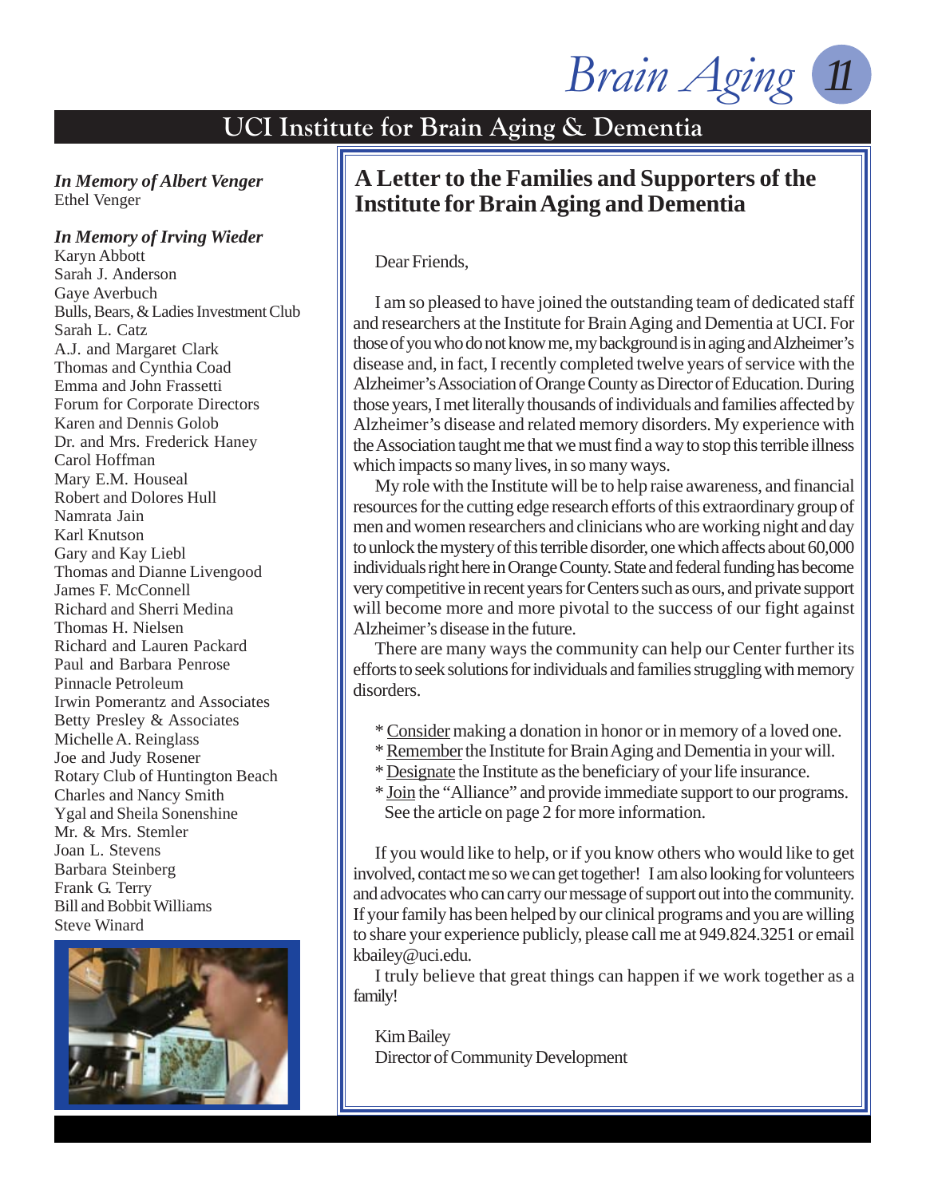## UCI Institute for Brain Aging & Dementia

***In Memory of Albert Venger***
Ethel Venger

***In Memory of Irving Wieder***
Karyn Abbott
Sarah J. Anderson
Gaye Averbuch
Bulls, Bears, & Ladies Investment Club
Sarah L. Catz
A.J. and Margaret Clark
Thomas and Cynthia Coad
Emma and John Frassetti
Forum for Corporate Directors
Karen and Dennis Golob
Dr. and Mrs. Frederick Haney
Carol Hoffman
Mary E.M. Houseal
Robert and Dolores Hull
Namrata Jain
Karl Knutson
Gary and Kay Liebl
Thomas and Dianne Livengood
James F. McConnell
Richard and Sherri Medina
Thomas H. Nielsen
Richard and Lauren Packard
Paul and Barbara Penrose
Pinnacle Petroleum
Irwin Pomerantz and Associates
Betty Presley & Associates
Michelle A. Reinglass
Joe and Judy Rosener
Rotary Club of Huntington Beach
Charles and Nancy Smith
Ygal and Sheila Sonenshine
Mr. & Mrs. Stemler
Joan L. Stevens
Barbara Steinberg
Frank G. Terry
Bill and Bobbit Williams
Steve Winard

## A Letter to the Families and Supporters of the Institute for Brain Aging and Dementia

Dear Friends,

I am so pleased to have joined the outstanding team of dedicated staff and researchers at the Institute for Brain Aging and Dementia at UCI. For those of you who do not know me, my background is in aging and Alzheimer's disease and, in fact, I recently completed twelve years of service with the Alzheimer's Association of Orange County as Director of Education. During those years, I met literally thousands of individuals and families affected by Alzheimer's disease and related memory disorders. My experience with the Association taught me that we must find a way to stop this terrible illness which impacts so many lives, in so many ways.

My role with the Institute will be to help raise awareness, and financial resources for the cutting edge research efforts of this extraordinary group of men and women researchers and clinicians who are working night and day to unlock the mystery of this terrible disorder, one which affects about 60,000 individuals right here in Orange County. State and federal funding has become very competitive in recent years for Centers such as ours, and private support will become more and more pivotal to the success of our fight against Alzheimer's disease in the future.

There are many ways the community can help our Center further its efforts to seek solutions for individuals and families struggling with memory disorders.

* Consider making a donation in honor or in memory of a loved one.
* Remember the Institute for Brain Aging and Dementia in your will.
* Designate the Institute as the beneficiary of your life insurance.
* Join the "Alliance" and provide immediate support to our programs. See the article on page 2 for more information.

If you would like to help, or if you know others who would like to get involved, contact me so we can get together! I am also looking for volunteers and advocates who can carry our message of support out into the community. If your family has been helped by our clinical programs and you are willing to share your experience publicly, please call me at 949.824.3251 or email kbailey@uci.edu.

I truly believe that great things can happen if we work together as a family!

Kim Bailey
Director of Community Development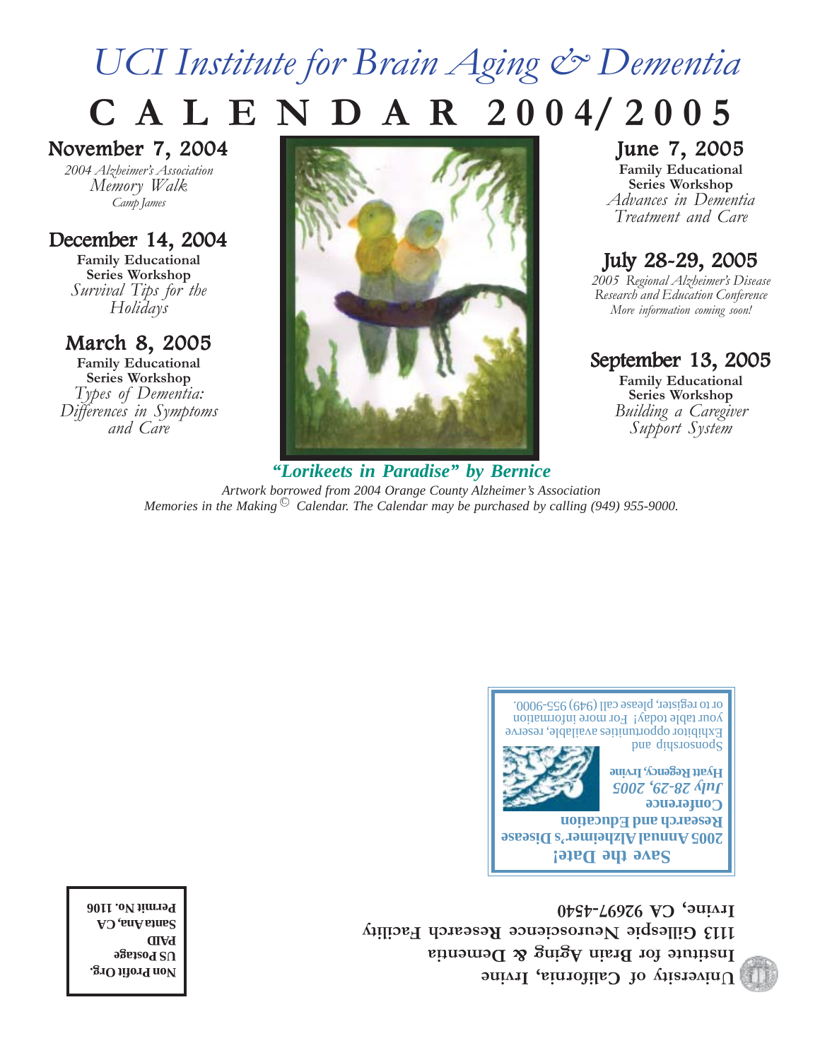# *UCI Institute for Brain Aging & Dementia*

# CALENDAR 2004/2005

## November 7, 2004

*2004 Alzheimer's Association*
*Memory Walk*
*Camp James*

## December 14, 2004

**Family Educational Series Workshop**
*Survival Tips for the Holidays*

## March 8, 2005

**Family Educational Series Workshop**
*Types of Dementia: Differences in Symptoms and Care*

## June 7, 2005

**Family Educational Series Workshop**
*Advances in Dementia Treatment and Care*

## July 28-29, 2005

*2005 Regional Alzheimer's Disease Research and Education Conference*
*More information coming soon!*

## September 13, 2005

**Family Educational Series Workshop**
*Building a Caregiver Support System*

***"Lorikeets in Paradise" by Bernice***

*Artwork borrowed from 2004 Orange County Alzheimer's Association Memories in the Making © Calendar. The Calendar may be purchased by calling (949) 955-9000.*

**Save the Date!**

**2005 Annual Alzheimer's Disease Research and Education Conference**

***July 28-29, 2005***

**Hyatt Regency, Irvine**

Sponsorship and Exhibitor opportunities available, reserve your table today! For more information or to register, please call (949) 955-9000.

**University of California, Irvine**
**Institute for Brain Aging & Dementia**
**1113 Gillespie Neuroscience Research Facility**
**Irvine, CA 92697-4540**

**Non Profit Org.**
**US Postage**
**PAID**
**Santa Ana, CA**
**Permit No. 1106**